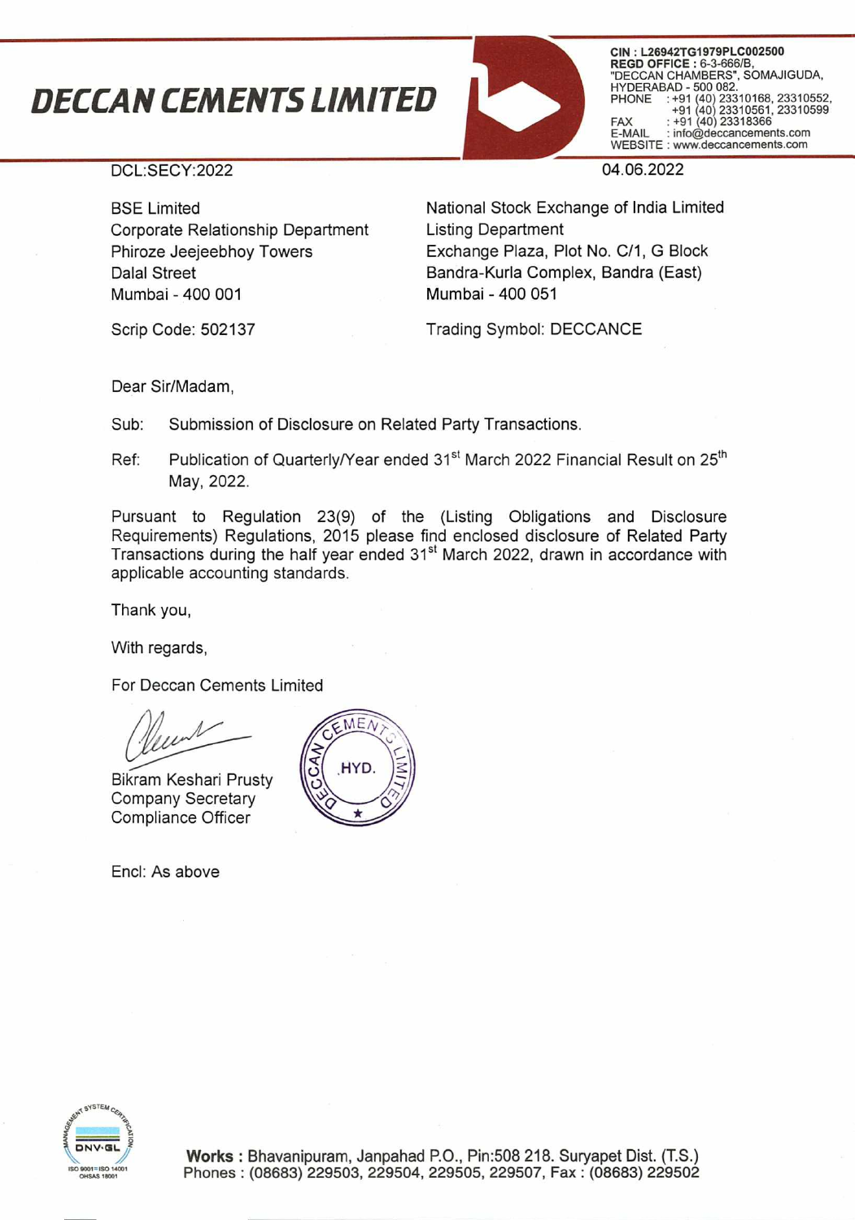# DECCAN CEMENTS LIMITED

**CIN : L26942TG1979PLC002500**
**REGD OFFICE :** 6-3-666/B, "DECCAN CHAMBERS", SOMAJIGUDA, HYDERABAD - 500 082.
PHONE : +91 (40) 23310168, 23310552, +91 (40) 23310561, 23310599
FAX : +91 (40) 23318366
E-MAIL : info@deccancements.com
WEBSITE : www.deccancements.com

DCL:SECY:2022

04.06.2022

BSE Limited
Corporate Relationship Department
Phiroze Jeejeebhoy Towers
Dalal Street
Mumbai - 400 001

Scrip Code: 502137

National Stock Exchange of India Limited
Listing Department
Exchange Plaza, Plot No. C/1, G Block
Bandra-Kurla Complex, Bandra (East)
Mumbai - 400 051

Trading Symbol: DECCANCE

Dear Sir/Madam,

Sub: Submission of Disclosure on Related Party Transactions.

Ref: Publication of Quarterly/Year ended 31st March 2022 Financial Result on 25th May, 2022.

Pursuant to Regulation 23(9) of the (Listing Obligations and Disclosure Requirements) Regulations, 2015 please find enclosed disclosure of Related Party Transactions during the half year ended 31st March 2022, drawn in accordance with applicable accounting standards.

Thank you,

With regards,

For Deccan Cements Limited

Bikram Keshari Prusty
Company Secretary
Compliance Officer

Encl: As above

**Works :** Bhavanipuram, Janpahad P.O., Pin:508 218. Suryapet Dist. (T.S.)
Phones : (08683) 229503, 229504, 229505, 229507, Fax : (08683) 229502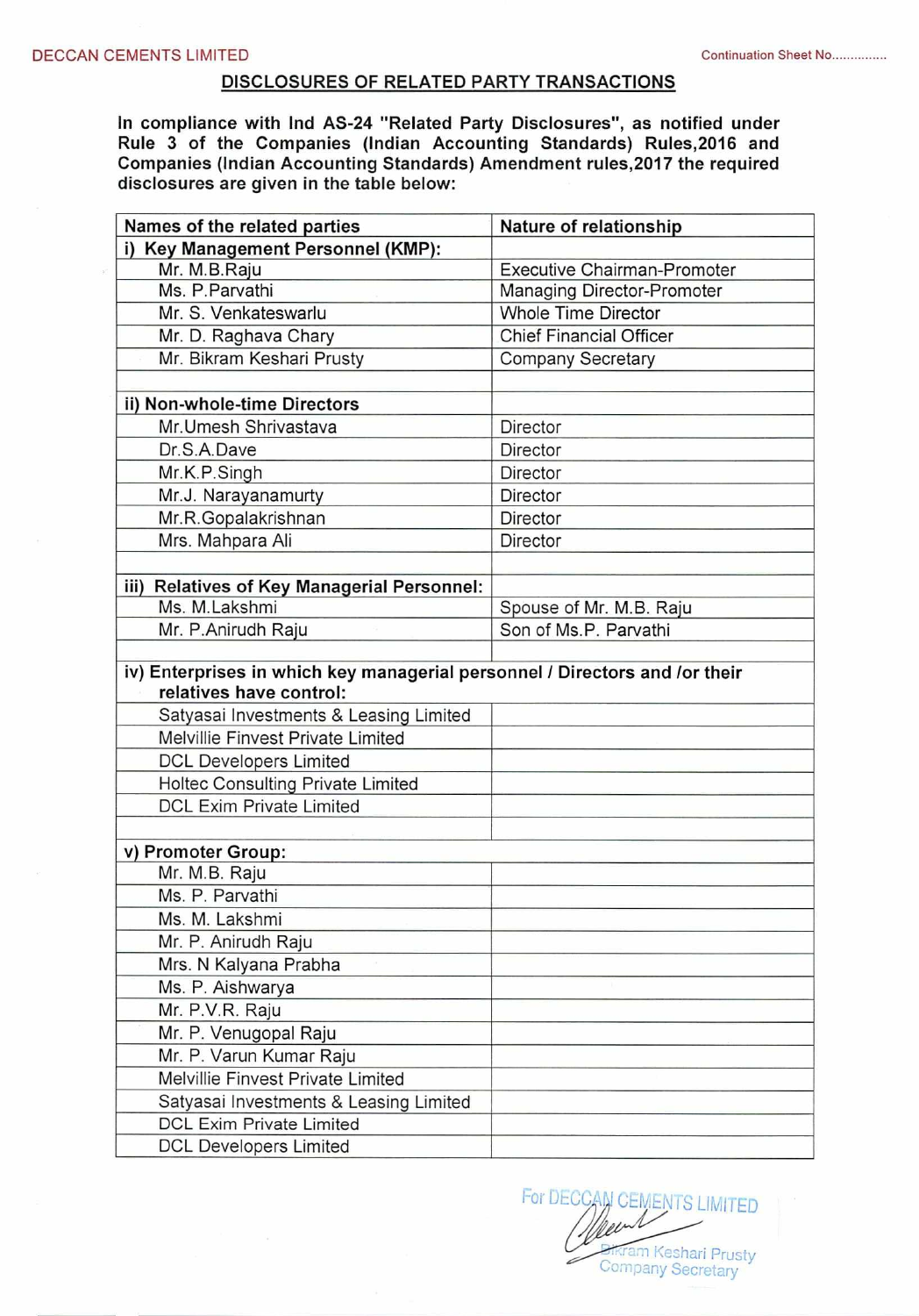DECCAN CEMENTS LIMITED

Continuation Sheet No..............

## DISCLOSURES OF RELATED PARTY TRANSACTIONS

**In compliance with Ind AS-24 "Related Party Disclosures", as notified under Rule 3 of the Companies (Indian Accounting Standards) Rules,2016 and Companies (Indian Accounting Standards) Amendment rules,2017 the required disclosures are given in the table below:**

| Names of the related parties | Nature of relationship |
|---|---|
| **i) Key Management Personnel (KMP):** | |
| Mr. M.B.Raju | Executive Chairman-Promoter |
| Ms. P.Parvathi | Managing Director-Promoter |
| Mr. S. Venkateswarlu | Whole Time Director |
| Mr. D. Raghava Chary | Chief Financial Officer |
| Mr. Bikram Keshari Prusty | Company Secretary |
| | |
| **ii) Non-whole-time Directors** | |
| Mr.Umesh Shrivastava | Director |
| Dr.S.A.Dave | Director |
| Mr.K.P.Singh | Director |
| Mr.J. Narayanamurty | Director |
| Mr.R.Gopalakrishnan | Director |
| Mrs. Mahpara Ali | Director |
| | |
| **iii) Relatives of Key Managerial Personnel:** | |
| Ms. M.Lakshmi | Spouse of Mr. M.B. Raju |
| Mr. P.Anirudh Raju | Son of Ms.P. Parvathi |
| | |
| **iv) Enterprises in which key managerial personnel / Directors and /or their relatives have control:** | |
| Satyasai Investments & Leasing Limited | |
| Melvillie Finvest Private Limited | |
| DCL Developers Limited | |
| Holtec Consulting Private Limited | |
| DCL Exim Private Limited | |
| | |
| **v) Promoter Group:** | |
| Mr. M.B. Raju | |
| Ms. P. Parvathi | |
| Ms. M. Lakshmi | |
| Mr. P. Anirudh Raju | |
| Mrs. N Kalyana Prabha | |
| Ms. P. Aishwarya | |
| Mr. P.V.R. Raju | |
| Mr. P. Venugopal Raju | |
| Mr. P. Varun Kumar Raju | |
| Melvillie Finvest Private Limited | |
| Satyasai Investments & Leasing Limited | |
| DCL Exim Private Limited | |
| DCL Developers Limited | |

For DECCAN CEMENTS LIMITED

Bikram Keshari Prusty
Company Secretary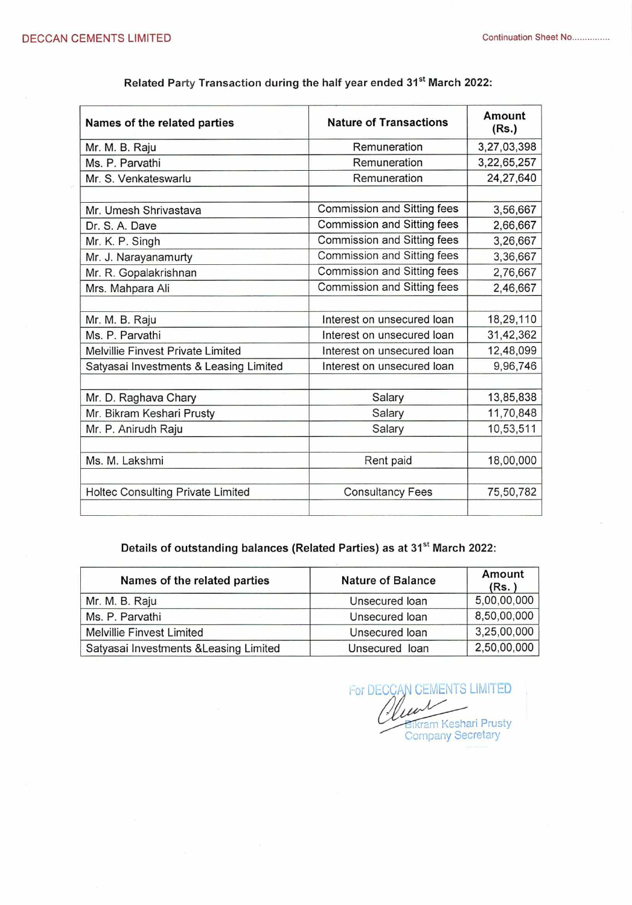DECCAN CEMENTS LIMITED

Continuation Sheet No...............

**Related Party Transaction during the half year ended 31st March 2022:**

| Names of the related parties | Nature of Transactions | Amount (Rs.) |
|---|---|---|
| Mr. M. B. Raju | Remuneration | 3,27,03,398 |
| Ms. P. Parvathi | Remuneration | 3,22,65,257 |
| Mr. S. Venkateswarlu | Remuneration | 24,27,640 |
| | | |
| Mr. Umesh Shrivastava | Commission and Sitting fees | 3,56,667 |
| Dr. S. A. Dave | Commission and Sitting fees | 2,66,667 |
| Mr. K. P. Singh | Commission and Sitting fees | 3,26,667 |
| Mr. J. Narayanamurty | Commission and Sitting fees | 3,36,667 |
| Mr. R. Gopalakrishnan | Commission and Sitting fees | 2,76,667 |
| Mrs. Mahpara Ali | Commission and Sitting fees | 2,46,667 |
| | | |
| Mr. M. B. Raju | Interest on unsecured loan | 18,29,110 |
| Ms. P. Parvathi | Interest on unsecured loan | 31,42,362 |
| Melvillie Finvest Private Limited | Interest on unsecured loan | 12,48,099 |
| Satyasai Investments & Leasing Limited | Interest on unsecured loan | 9,96,746 |
| | | |
| Mr. D. Raghava Chary | Salary | 13,85,838 |
| Mr. Bikram Keshari Prusty | Salary | 11,70,848 |
| Mr. P. Anirudh Raju | Salary | 10,53,511 |
| | | |
| Ms. M. Lakshmi | Rent paid | 18,00,000 |
| | | |
| Holtec Consulting Private Limited | Consultancy Fees | 75,50,782 |
| | | |

**Details of outstanding balances (Related Parties) as at 31st March 2022:**

| Names of the related parties | Nature of Balance | Amount (Rs. ) |
|---|---|---|
| Mr. M. B. Raju | Unsecured loan | 5,00,00,000 |
| Ms. P. Parvathi | Unsecured loan | 8,50,00,000 |
| Melvillie Finvest Limited | Unsecured loan | 3,25,00,000 |
| Satyasai Investments &Leasing Limited | Unsecured loan | 2,50,00,000 |

For DECCAN CEMENTS LIMITED

Bikram Keshari Prusty
Company Secretary